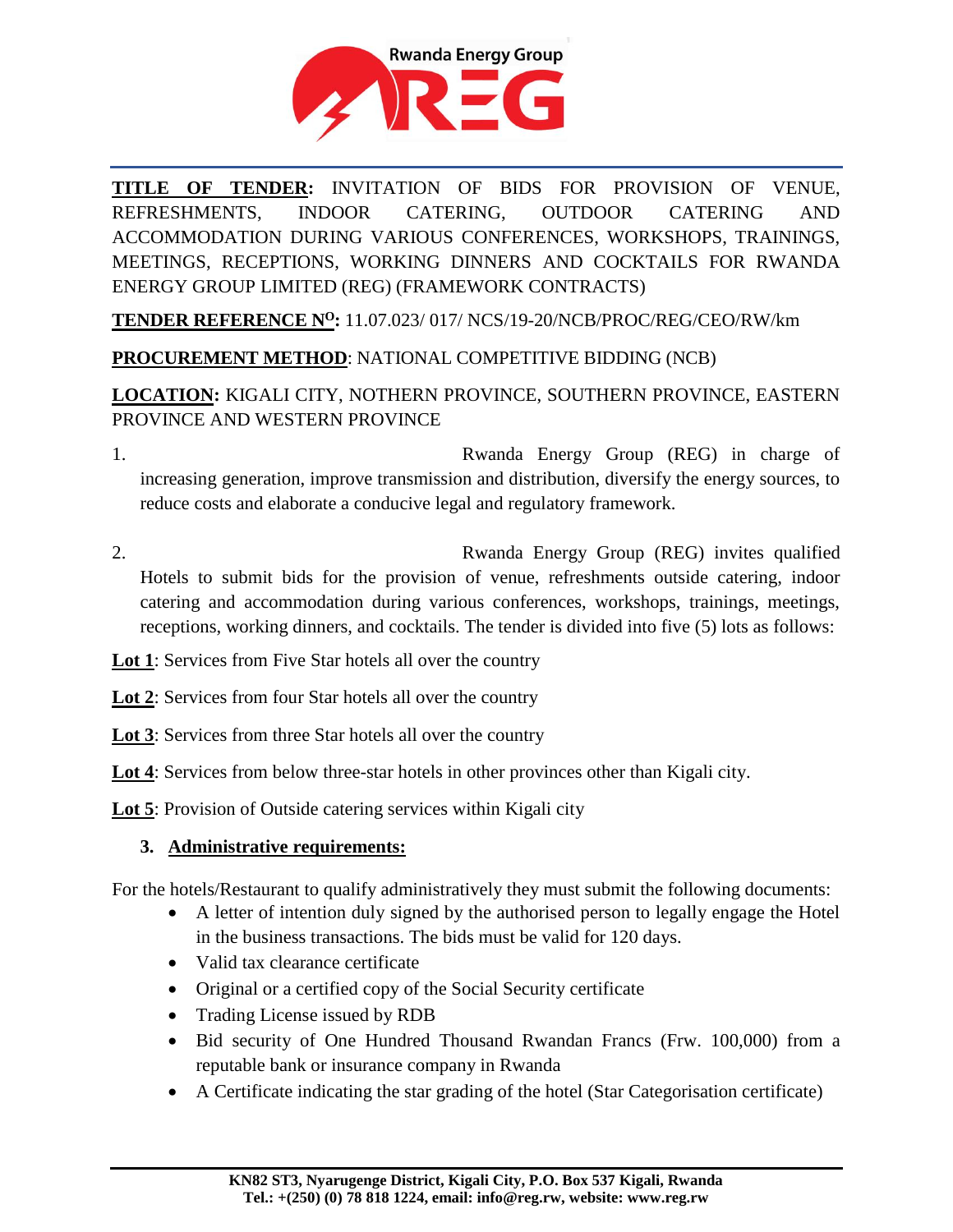**TITLE OF TENDER:** INVITATION OF BIDS FOR PROVISION OF VENUE, REFRESHMENTS, INDOOR CATERING, OUTDOOR CATERING AND ACCOMMODATION DURING VARIOUS CONFERENCES, WORKSHOPS, TRAININGS, MEETINGS, RECEPTIONS, WORKING DINNERS AND COCKTAILS FOR RWANDA ENERGY GROUP LIMITED (REG) (FRAMEWORK CONTRACTS)

**TENDER REFERENCE N$^{O}$:** 11.07.023/ 017/ NCS/19-20/NCB/PROC/REG/CEO/RW/km

**PROCUREMENT METHOD**: NATIONAL COMPETITIVE BIDDING (NCB)

**LOCATION:** KIGALI CITY, NOTHERN PROVINCE, SOUTHERN PROVINCE, EASTERN PROVINCE AND WESTERN PROVINCE

1. Rwanda Energy Group (REG) in charge of increasing generation, improve transmission and distribution, diversify the energy sources, to reduce costs and elaborate a conducive legal and regulatory framework.

2. Rwanda Energy Group (REG) invites qualified Hotels to submit bids for the provision of venue, refreshments outside catering, indoor catering and accommodation during various conferences, workshops, trainings, meetings, receptions, working dinners, and cocktails. The tender is divided into five (5) lots as follows:

**Lot 1**: Services from Five Star hotels all over the country

**Lot 2**: Services from four Star hotels all over the country

**Lot 3**: Services from three Star hotels all over the country

**Lot 4**: Services from below three-star hotels in other provinces other than Kigali city.

**Lot 5**: Provision of Outside catering services within Kigali city

3. **Administrative requirements:**

For the hotels/Restaurant to qualify administratively they must submit the following documents:

- A letter of intention duly signed by the authorised person to legally engage the Hotel in the business transactions. The bids must be valid for 120 days.
- Valid tax clearance certificate
- Original or a certified copy of the Social Security certificate
- Trading License issued by RDB
- Bid security of One Hundred Thousand Rwandan Francs (Frw. 100,000) from a reputable bank or insurance company in Rwanda
- A Certificate indicating the star grading of the hotel (Star Categorisation certificate)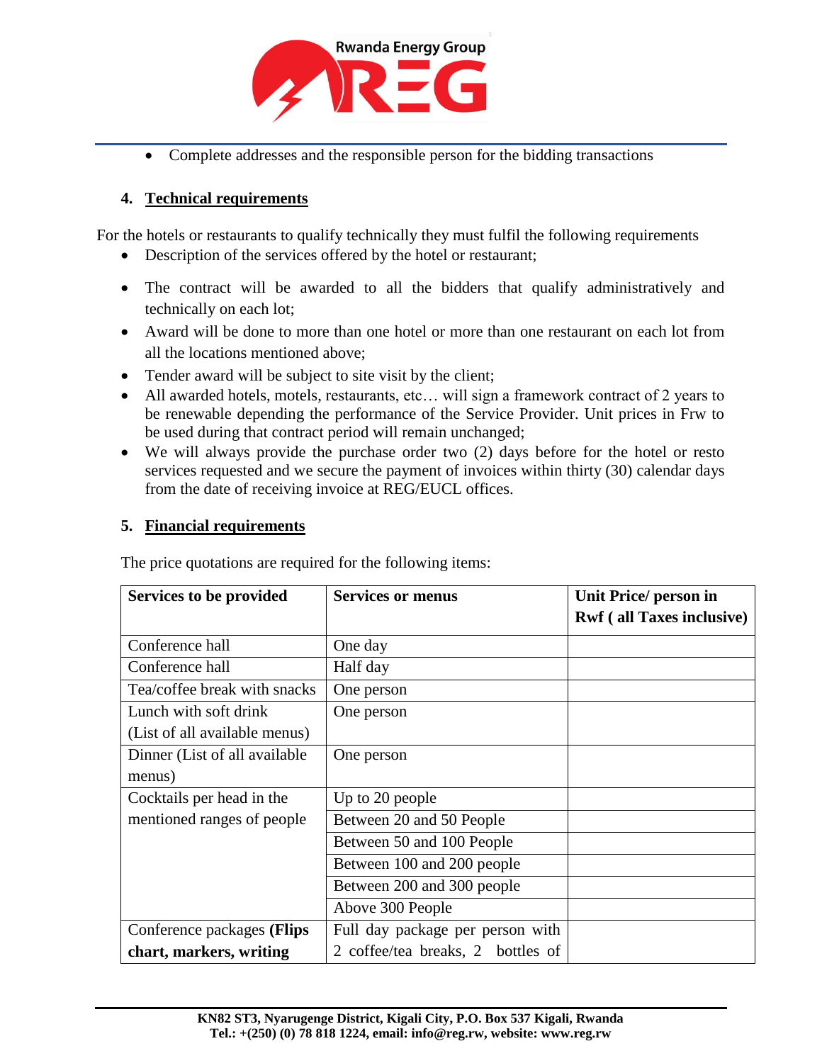- Complete addresses and the responsible person for the bidding transactions

## 4. Technical requirements

For the hotels or restaurants to qualify technically they must fulfil the following requirements

- Description of the services offered by the hotel or restaurant;
- The contract will be awarded to all the bidders that qualify administratively and technically on each lot;
- Award will be done to more than one hotel or more than one restaurant on each lot from all the locations mentioned above;
- Tender award will be subject to site visit by the client;
- All awarded hotels, motels, restaurants, etc… will sign a framework contract of 2 years to be renewable depending the performance of the Service Provider. Unit prices in Frw to be used during that contract period will remain unchanged;
- We will always provide the purchase order two (2) days before for the hotel or resto services requested and we secure the payment of invoices within thirty (30) calendar days from the date of receiving invoice at REG/EUCL offices.

## 5. Financial requirements

The price quotations are required for the following items:

| Services to be provided | Services or menus | Unit Price/ person in Rwf ( all Taxes inclusive) |
|---|---|---|
| Conference hall | One day | |
| Conference hall | Half day | |
| Tea/coffee break with snacks | One person | |
| Lunch with soft drink (List of all available menus) | One person | |
| Dinner (List of all available menus) | One person | |
| Cocktails per head in the mentioned ranges of people | Up to 20 people | |
| | Between 20 and 50 People | |
| | Between 50 and 100 People | |
| | Between 100 and 200 people | |
| | Between 200 and 300 people | |
| | Above 300 People | |
| Conference packages **(Flips chart, markers, writing** | Full day package per person with 2 coffee/tea breaks, 2 bottles of | |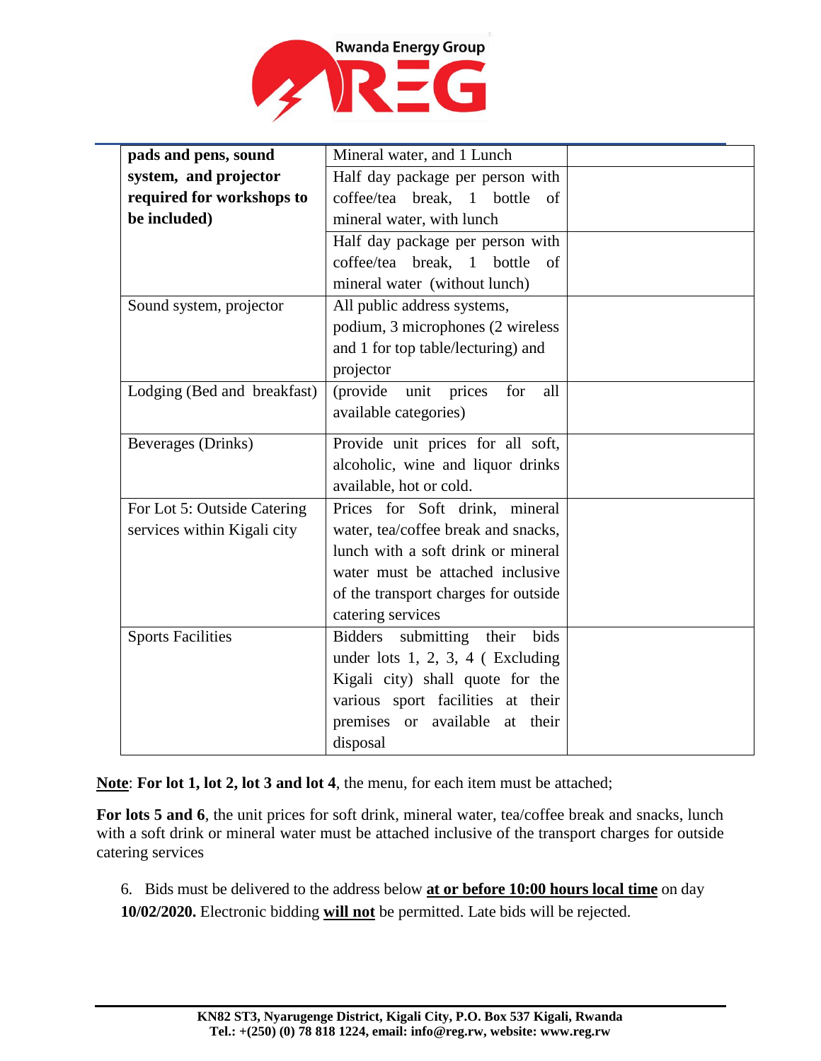| | | |
|---|---|---|
| **pads and pens, sound system, and projector required for workshops to be included)** | Mineral water, and 1 Lunch | |
| | Half day package per person with coffee/tea break, 1 bottle of mineral water, with lunch | |
| | Half day package per person with coffee/tea break, 1 bottle of mineral water (without lunch) | |
| Sound system, projector | All public address systems, podium, 3 microphones (2 wireless and 1 for top table/lecturing) and projector | |
| Lodging (Bed and breakfast) | (provide unit prices for all available categories) | |
| Beverages (Drinks) | Provide unit prices for all soft, alcoholic, wine and liquor drinks available, hot or cold. | |
| For Lot 5: Outside Catering services within Kigali city | Prices for Soft drink, mineral water, tea/coffee break and snacks, lunch with a soft drink or mineral water must be attached inclusive of the transport charges for outside catering services | |
| Sports Facilities | Bidders submitting their bids under lots 1, 2, 3, 4 ( Excluding Kigali city) shall quote for the various sport facilities at their premises or available at their disposal | |

**Note**: **For lot 1, lot 2, lot 3 and lot 4**, the menu, for each item must be attached;

**For lots 5 and 6**, the unit prices for soft drink, mineral water, tea/coffee break and snacks, lunch with a soft drink or mineral water must be attached inclusive of the transport charges for outside catering services

6. Bids must be delivered to the address below **at or before 10:00 hours local time** on day **10/02/2020.** Electronic bidding **will not** be permitted. Late bids will be rejected.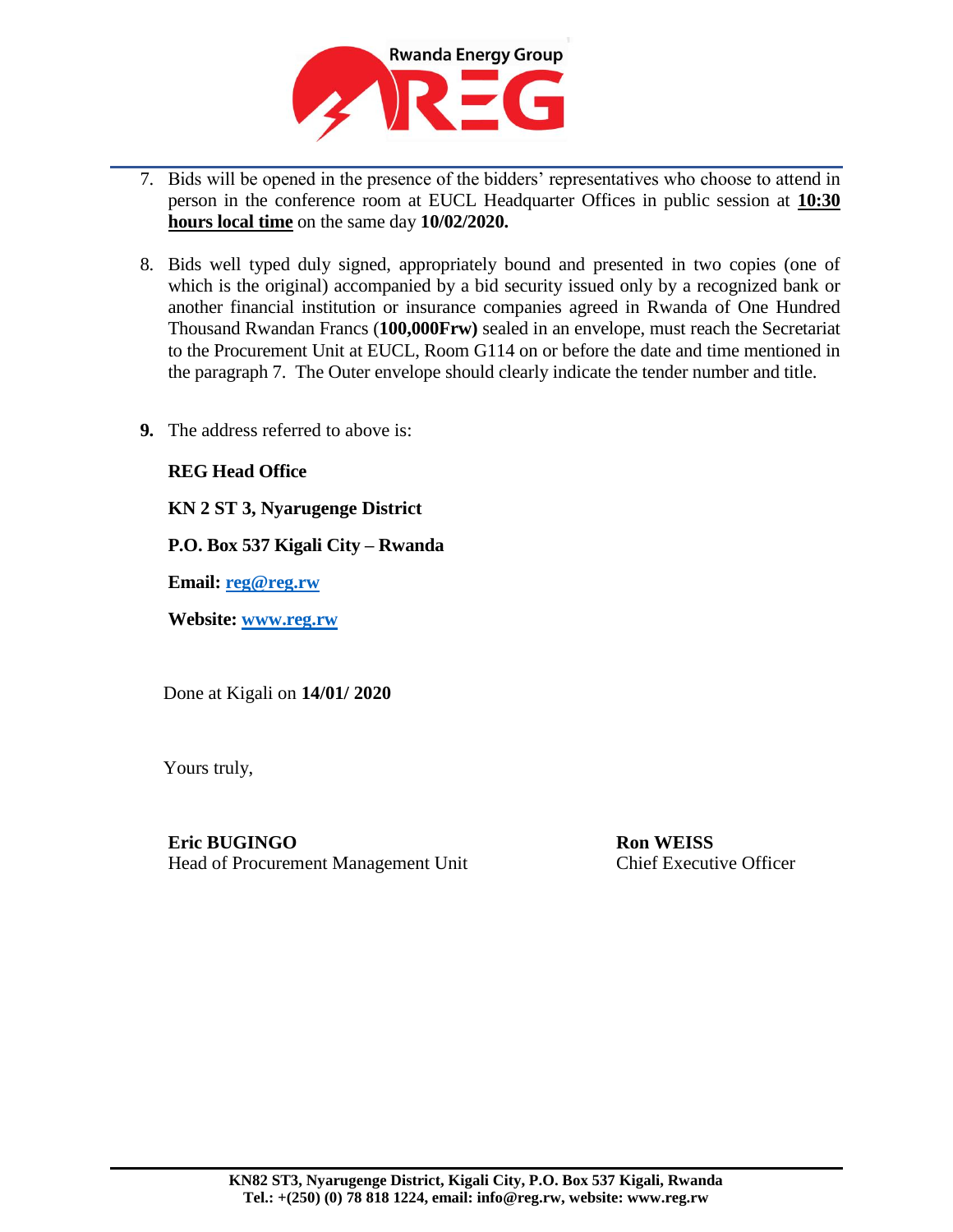7. Bids will be opened in the presence of the bidders' representatives who choose to attend in person in the conference room at EUCL Headquarter Offices in public session at **10:30 hours local time** on the same day **10/02/2020.**

8. Bids well typed duly signed, appropriately bound and presented in two copies (one of which is the original) accompanied by a bid security issued only by a recognized bank or another financial institution or insurance companies agreed in Rwanda of One Hundred Thousand Rwandan Francs (**100,000Frw)** sealed in an envelope, must reach the Secretariat to the Procurement Unit at EUCL, Room G114 on or before the date and time mentioned in the paragraph 7. The Outer envelope should clearly indicate the tender number and title.

**9.** The address referred to above is:

**REG Head Office**

**KN 2 ST 3, Nyarugenge District**

**P.O. Box 537 Kigali City – Rwanda**

**Email:** reg@reg.rw

**Website:** www.reg.rw

Done at Kigali on **14/01/ 2020**

Yours truly,

**Eric BUGINGO**
Head of Procurement Management Unit

**Ron WEISS**
Chief Executive Officer